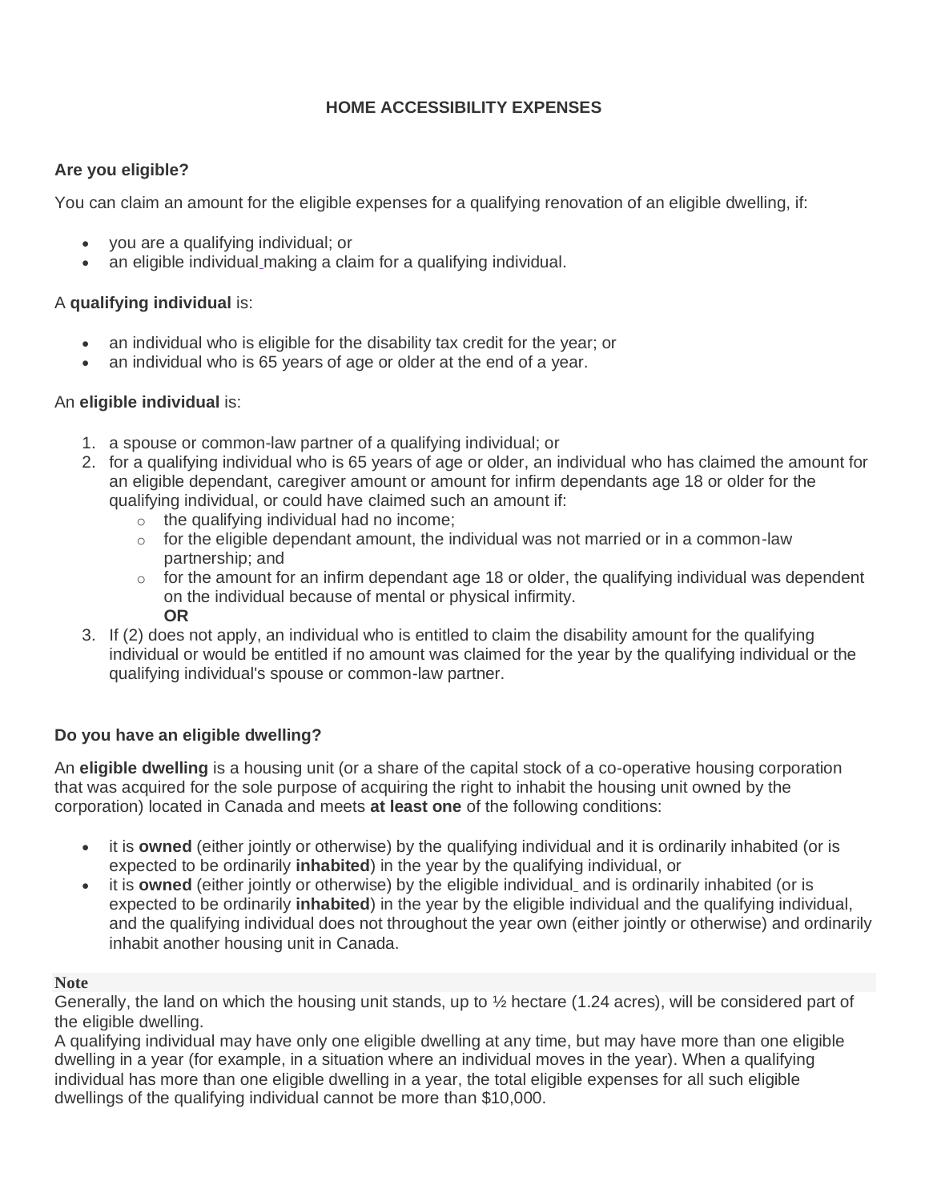# HOME ACCESSIBILITY EXPENSES

## Are you eligible?

You can claim an amount for the eligible expenses for a qualifying renovation of an eligible dwelling, if:

- you are a qualifying individual; or
- an eligible individual making a claim for a qualifying individual.

A **qualifying individual** is:

- an individual who is eligible for the disability tax credit for the year; or
- an individual who is 65 years of age or older at the end of a year.

An **eligible individual** is:

1. a spouse or common-law partner of a qualifying individual; or
2. for a qualifying individual who is 65 years of age or older, an individual who has claimed the amount for an eligible dependant, caregiver amount or amount for infirm dependants age 18 or older for the qualifying individual, or could have claimed such an amount if:
   - the qualifying individual had no income;
   - for the eligible dependant amount, the individual was not married or in a common-law partnership; and
   - for the amount for an infirm dependant age 18 or older, the qualifying individual was dependent on the individual because of mental or physical infirmity.
   
   **OR**
3. If (2) does not apply, an individual who is entitled to claim the disability amount for the qualifying individual or would be entitled if no amount was claimed for the year by the qualifying individual or the qualifying individual's spouse or common-law partner.

## Do you have an eligible dwelling?

An **eligible dwelling** is a housing unit (or a share of the capital stock of a co-operative housing corporation that was acquired for the sole purpose of acquiring the right to inhabit the housing unit owned by the corporation) located in Canada and meets **at least one** of the following conditions:

- it is **owned** (either jointly or otherwise) by the qualifying individual and it is ordinarily inhabited (or is expected to be ordinarily **inhabited**) in the year by the qualifying individual, or
- it is **owned** (either jointly or otherwise) by the eligible individual and is ordinarily inhabited (or is expected to be ordinarily **inhabited**) in the year by the eligible individual and the qualifying individual, and the qualifying individual does not throughout the year own (either jointly or otherwise) and ordinarily inhabit another housing unit in Canada.

**Note**

Generally, the land on which the housing unit stands, up to ½ hectare (1.24 acres), will be considered part of the eligible dwelling.

A qualifying individual may have only one eligible dwelling at any time, but may have more than one eligible dwelling in a year (for example, in a situation where an individual moves in the year). When a qualifying individual has more than one eligible dwelling in a year, the total eligible expenses for all such eligible dwellings of the qualifying individual cannot be more than $10,000.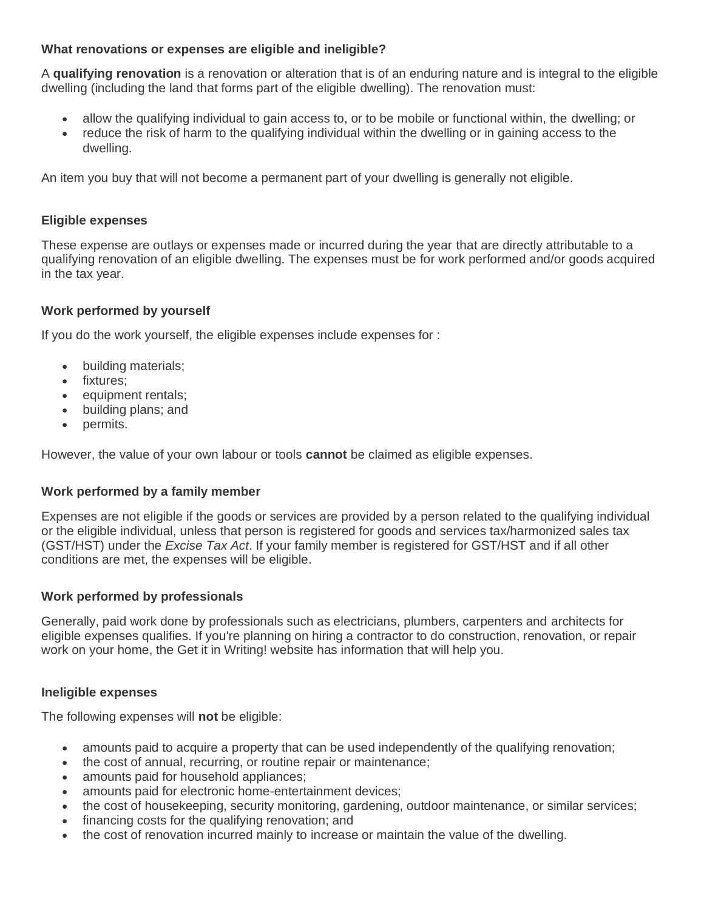### What renovations or expenses are eligible and ineligible?

A **qualifying renovation** is a renovation or alteration that is of an enduring nature and is integral to the eligible dwelling (including the land that forms part of the eligible dwelling). The renovation must:

- allow the qualifying individual to gain access to, or to be mobile or functional within, the dwelling; or
- reduce the risk of harm to the qualifying individual within the dwelling or in gaining access to the dwelling.

An item you buy that will not become a permanent part of your dwelling is generally not eligible.

### Eligible expenses

These expense are outlays or expenses made or incurred during the year that are directly attributable to a qualifying renovation of an eligible dwelling. The expenses must be for work performed and/or goods acquired in the tax year.

### Work performed by yourself

If you do the work yourself, the eligible expenses include expenses for :

- building materials;
- fixtures;
- equipment rentals;
- building plans; and
- permits.

However, the value of your own labour or tools **cannot** be claimed as eligible expenses.

### Work performed by a family member

Expenses are not eligible if the goods or services are provided by a person related to the qualifying individual or the eligible individual, unless that person is registered for goods and services tax/harmonized sales tax (GST/HST) under the *Excise Tax Act*. If your family member is registered for GST/HST and if all other conditions are met, the expenses will be eligible.

### Work performed by professionals

Generally, paid work done by professionals such as electricians, plumbers, carpenters and architects for eligible expenses qualifies. If you're planning on hiring a contractor to do construction, renovation, or repair work on your home, the Get it in Writing! website has information that will help you.

### Ineligible expenses

The following expenses will **not** be eligible:

- amounts paid to acquire a property that can be used independently of the qualifying renovation;
- the cost of annual, recurring, or routine repair or maintenance;
- amounts paid for household appliances;
- amounts paid for electronic home-entertainment devices;
- the cost of housekeeping, security monitoring, gardening, outdoor maintenance, or similar services;
- financing costs for the qualifying renovation; and
- the cost of renovation incurred mainly to increase or maintain the value of the dwelling.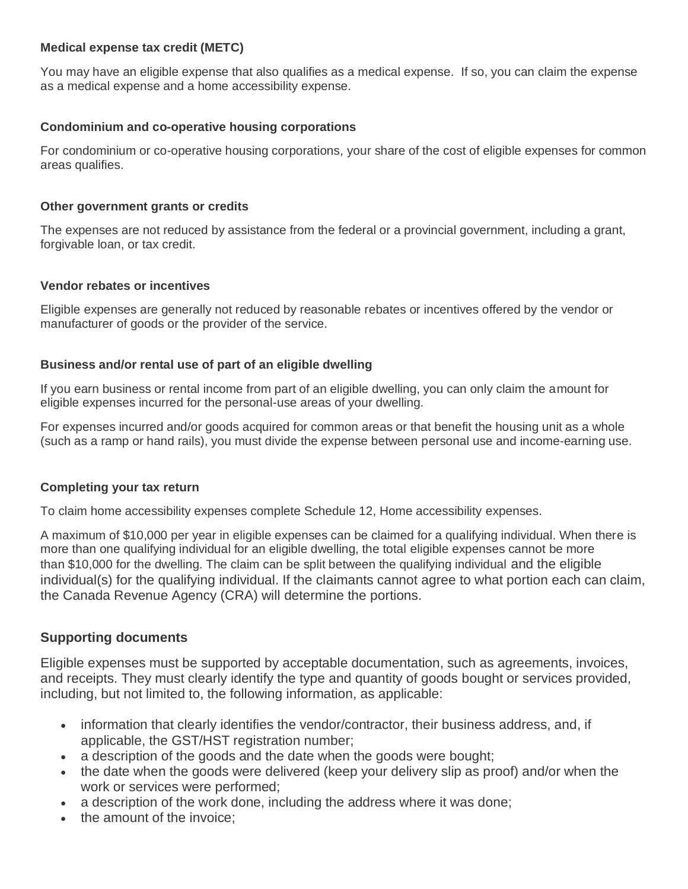### Medical expense tax credit (METC)

You may have an eligible expense that also qualifies as a medical expense. If so, you can claim the expense as a medical expense and a home accessibility expense.

### Condominium and co-operative housing corporations

For condominium or co-operative housing corporations, your share of the cost of eligible expenses for common areas qualifies.

### Other government grants or credits

The expenses are not reduced by assistance from the federal or a provincial government, including a grant, forgivable loan, or tax credit.

### Vendor rebates or incentives

Eligible expenses are generally not reduced by reasonable rebates or incentives offered by the vendor or manufacturer of goods or the provider of the service.

### Business and/or rental use of part of an eligible dwelling

If you earn business or rental income from part of an eligible dwelling, you can only claim the amount for eligible expenses incurred for the personal-use areas of your dwelling.

For expenses incurred and/or goods acquired for common areas or that benefit the housing unit as a whole (such as a ramp or hand rails), you must divide the expense between personal use and income-earning use.

### Completing your tax return

To claim home accessibility expenses complete Schedule 12, Home accessibility expenses.

A maximum of $10,000 per year in eligible expenses can be claimed for a qualifying individual. When there is more than one qualifying individual for an eligible dwelling, the total eligible expenses cannot be more than $10,000 for the dwelling. The claim can be split between the qualifying individual and the eligible individual(s) for the qualifying individual. If the claimants cannot agree to what portion each can claim, the Canada Revenue Agency (CRA) will determine the portions.

## Supporting documents

Eligible expenses must be supported by acceptable documentation, such as agreements, invoices, and receipts. They must clearly identify the type and quantity of goods bought or services provided, including, but not limited to, the following information, as applicable:

- information that clearly identifies the vendor/contractor, their business address, and, if applicable, the GST/HST registration number;
- a description of the goods and the date when the goods were bought;
- the date when the goods were delivered (keep your delivery slip as proof) and/or when the work or services were performed;
- a description of the work done, including the address where it was done;
- the amount of the invoice;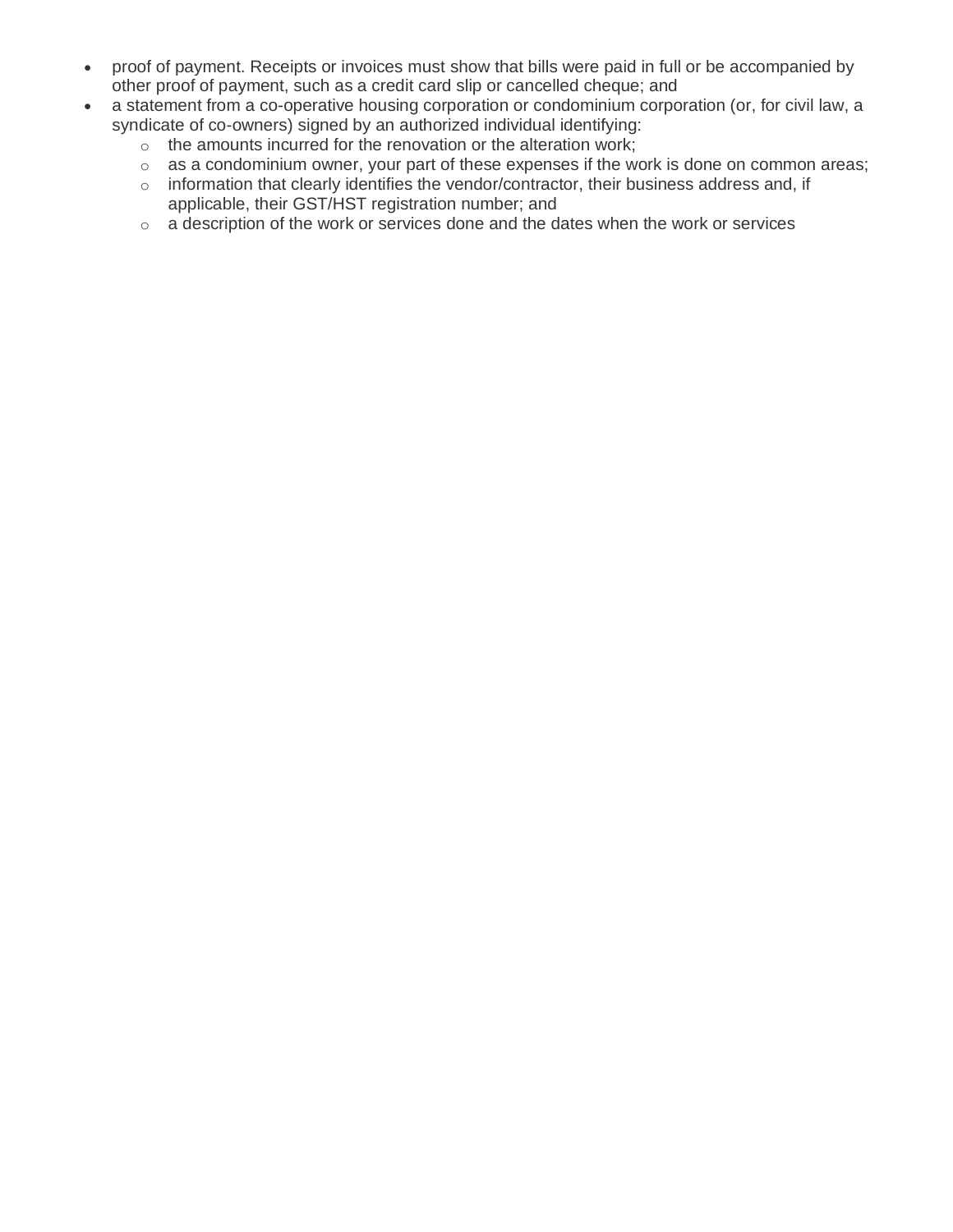- proof of payment. Receipts or invoices must show that bills were paid in full or be accompanied by other proof of payment, such as a credit card slip or cancelled cheque; and
- a statement from a co-operative housing corporation or condominium corporation (or, for civil law, a syndicate of co-owners) signed by an authorized individual identifying:
  - the amounts incurred for the renovation or the alteration work;
  - as a condominium owner, your part of these expenses if the work is done on common areas;
  - information that clearly identifies the vendor/contractor, their business address and, if applicable, their GST/HST registration number; and
  - a description of the work or services done and the dates when the work or services